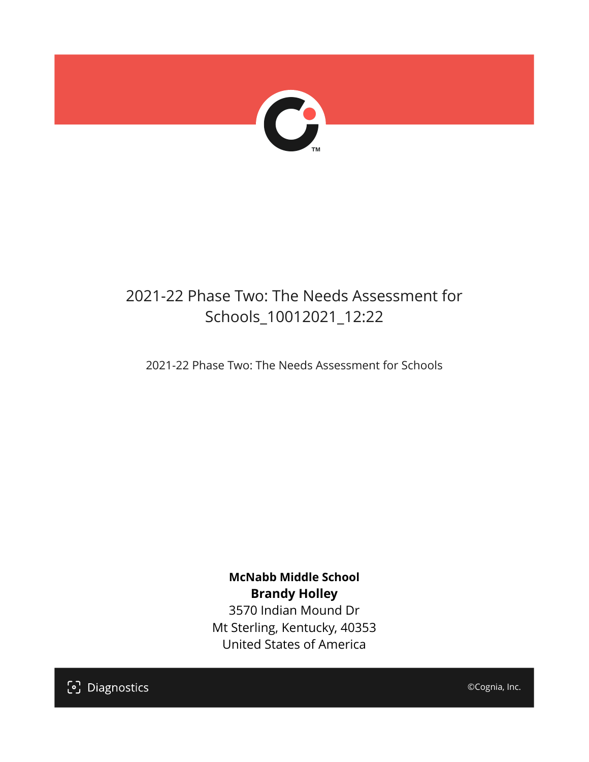# 2021-22 Phase Two: The Needs Assessment for Schools_10012021_12:22

2021-22 Phase Two: The Needs Assessment for Schools

**McNabb Middle School**
**Brandy Holley**
3570 Indian Mound Dr
Mt Sterling, Kentucky, 40353
United States of America

Diagnostics

©Cognia, Inc.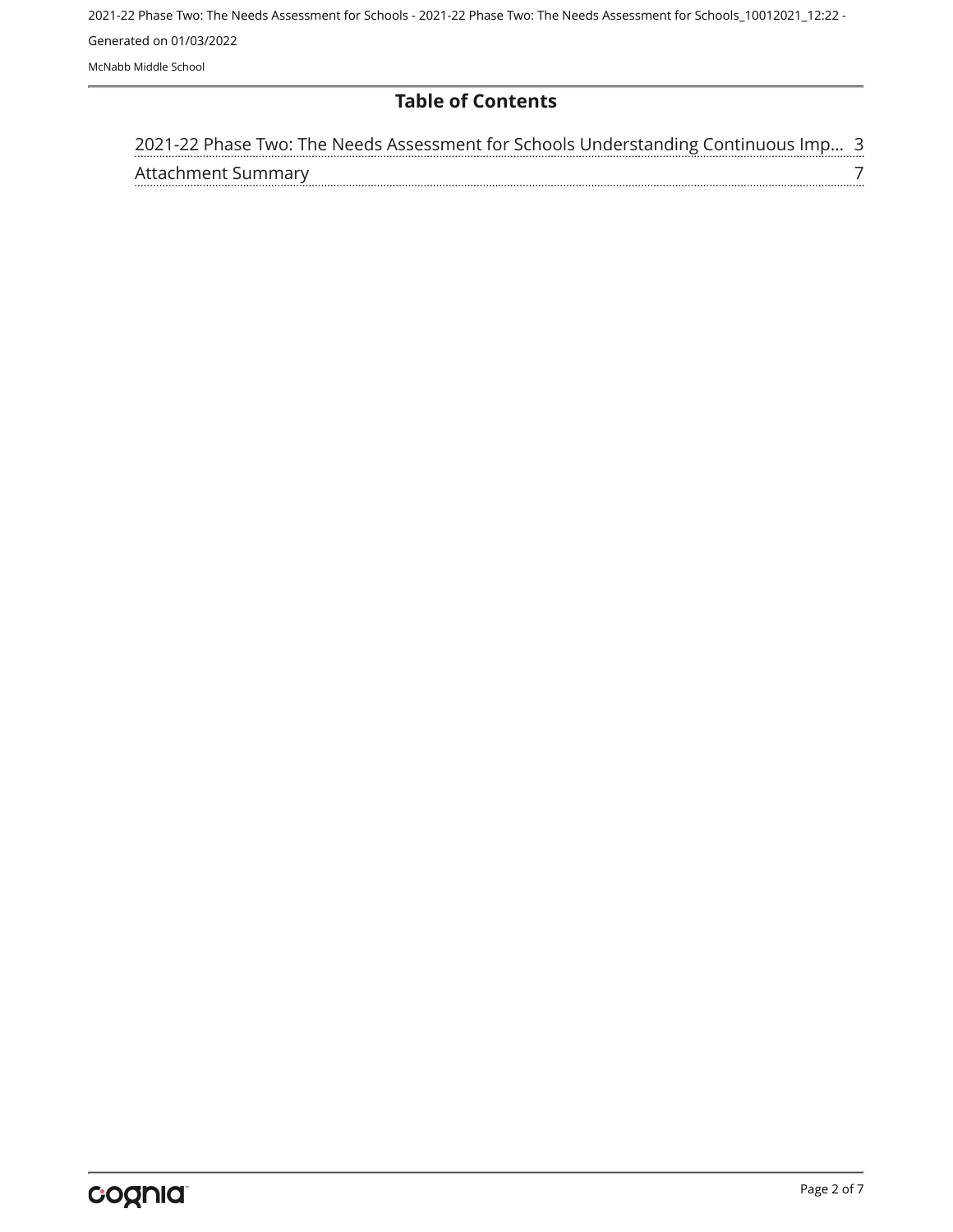## Table of Contents

2021-22 Phase Two: The Needs Assessment for Schools Understanding Continuous Imp... 3

Attachment Summary 7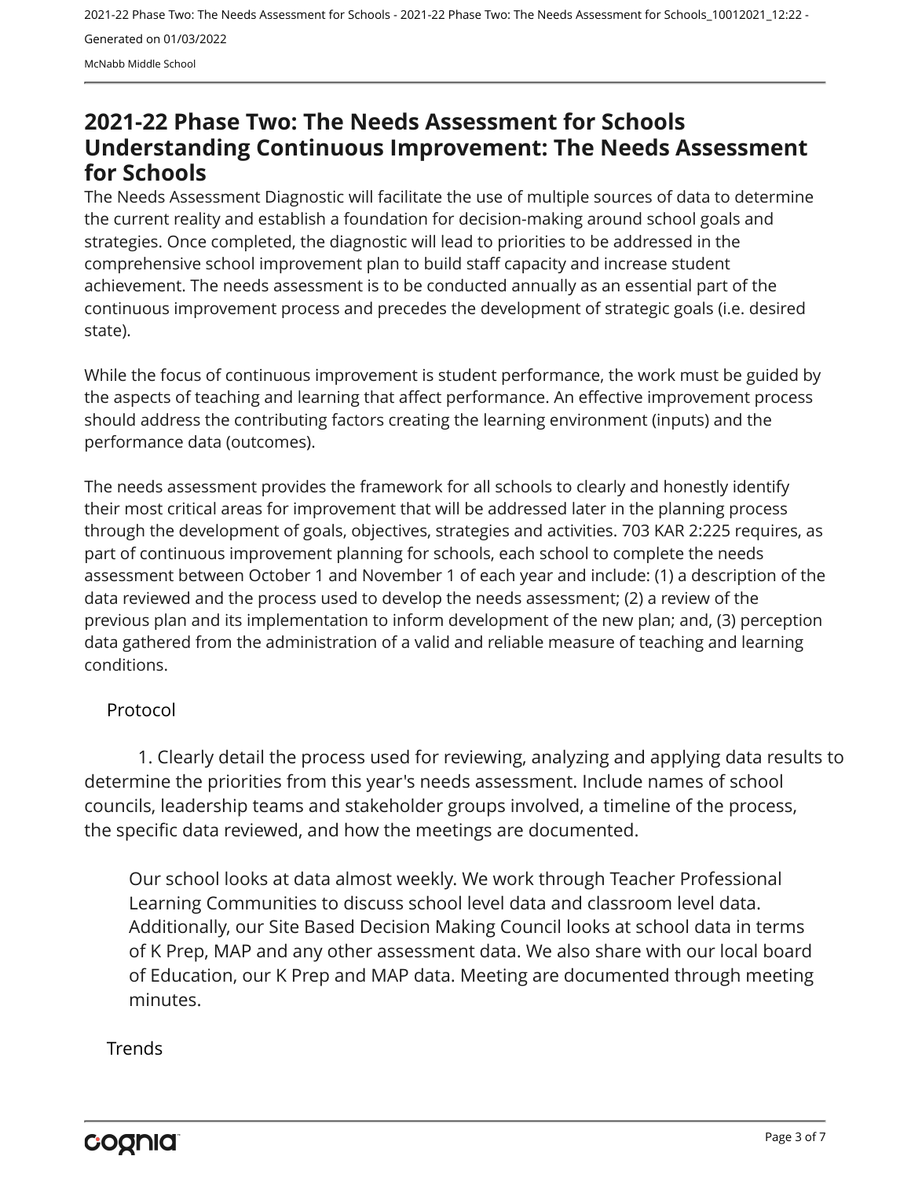# 2021-22 Phase Two: The Needs Assessment for Schools Understanding Continuous Improvement: The Needs Assessment for Schools

The Needs Assessment Diagnostic will facilitate the use of multiple sources of data to determine the current reality and establish a foundation for decision-making around school goals and strategies. Once completed, the diagnostic will lead to priorities to be addressed in the comprehensive school improvement plan to build staff capacity and increase student achievement. The needs assessment is to be conducted annually as an essential part of the continuous improvement process and precedes the development of strategic goals (i.e. desired state).

While the focus of continuous improvement is student performance, the work must be guided by the aspects of teaching and learning that affect performance. An effective improvement process should address the contributing factors creating the learning environment (inputs) and the performance data (outcomes).

The needs assessment provides the framework for all schools to clearly and honestly identify their most critical areas for improvement that will be addressed later in the planning process through the development of goals, objectives, strategies and activities. 703 KAR 2:225 requires, as part of continuous improvement planning for schools, each school to complete the needs assessment between October 1 and November 1 of each year and include: (1) a description of the data reviewed and the process used to develop the needs assessment; (2) a review of the previous plan and its implementation to inform development of the new plan; and, (3) perception data gathered from the administration of a valid and reliable measure of teaching and learning conditions.

## Protocol

1. Clearly detail the process used for reviewing, analyzing and applying data results to determine the priorities from this year's needs assessment. Include names of school councils, leadership teams and stakeholder groups involved, a timeline of the process, the specific data reviewed, and how the meetings are documented.

> Our school looks at data almost weekly. We work through Teacher Professional Learning Communities to discuss school level data and classroom level data. Additionally, our Site Based Decision Making Council looks at school data in terms of K Prep, MAP and any other assessment data. We also share with our local board of Education, our K Prep and MAP data. Meeting are documented through meeting minutes.

## Trends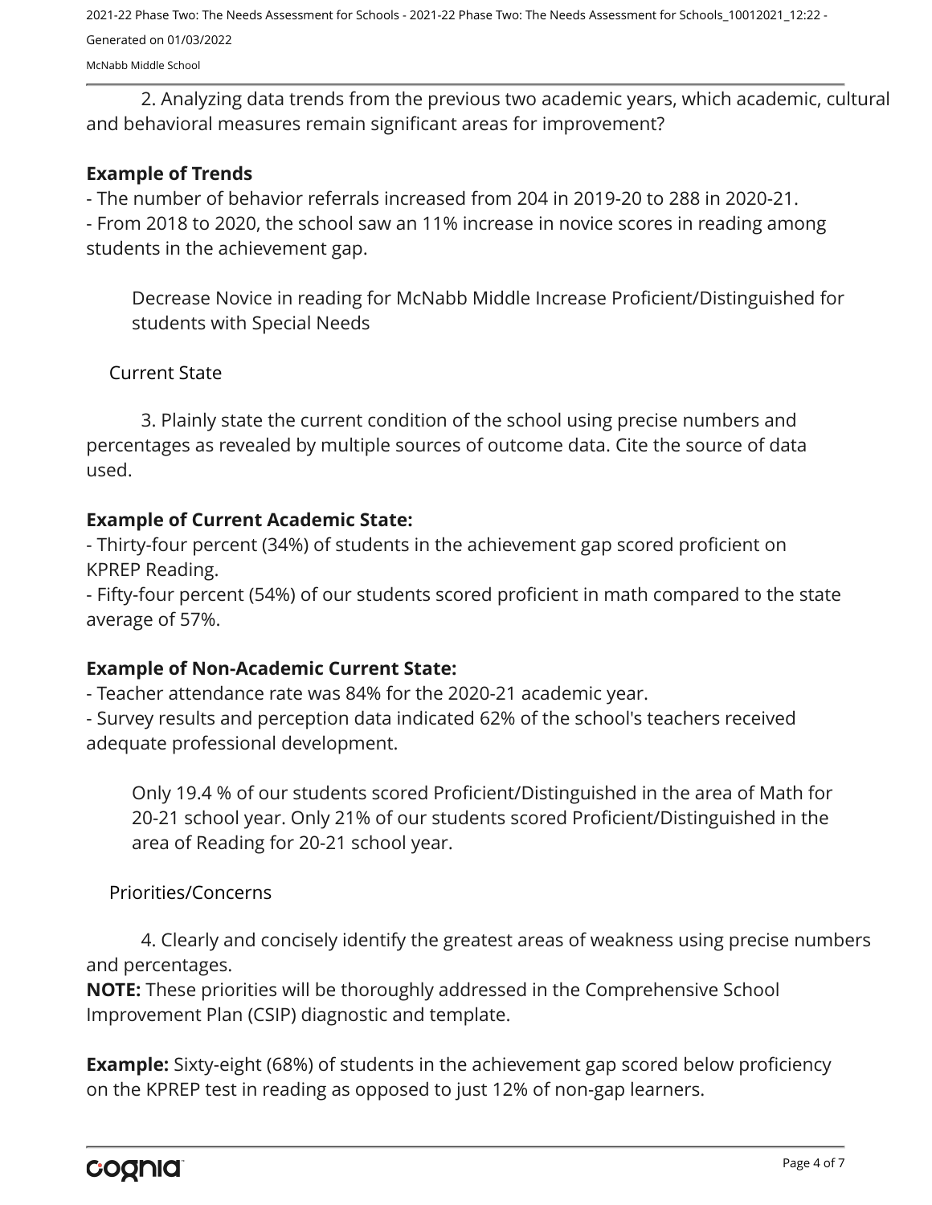2. Analyzing data trends from the previous two academic years, which academic, cultural and behavioral measures remain significant areas for improvement?

**Example of Trends**

- The number of behavior referrals increased from 204 in 2019-20 to 288 in 2020-21.
- From 2018 to 2020, the school saw an 11% increase in novice scores in reading among students in the achievement gap.

Decrease Novice in reading for McNabb Middle Increase Proficient/Distinguished for students with Special Needs

## Current State

3. Plainly state the current condition of the school using precise numbers and percentages as revealed by multiple sources of outcome data. Cite the source of data used.

**Example of Current Academic State:**

- Thirty-four percent (34%) of students in the achievement gap scored proficient on KPREP Reading.
- Fifty-four percent (54%) of our students scored proficient in math compared to the state average of 57%.

**Example of Non-Academic Current State:**

- Teacher attendance rate was 84% for the 2020-21 academic year.
- Survey results and perception data indicated 62% of the school's teachers received adequate professional development.

Only 19.4 % of our students scored Proficient/Distinguished in the area of Math for 20-21 school year. Only 21% of our students scored Proficient/Distinguished in the area of Reading for 20-21 school year.

## Priorities/Concerns

4. Clearly and concisely identify the greatest areas of weakness using precise numbers and percentages.

**NOTE:** These priorities will be thoroughly addressed in the Comprehensive School Improvement Plan (CSIP) diagnostic and template.

**Example:** Sixty-eight (68%) of students in the achievement gap scored below proficiency on the KPREP test in reading as opposed to just 12% of non-gap learners.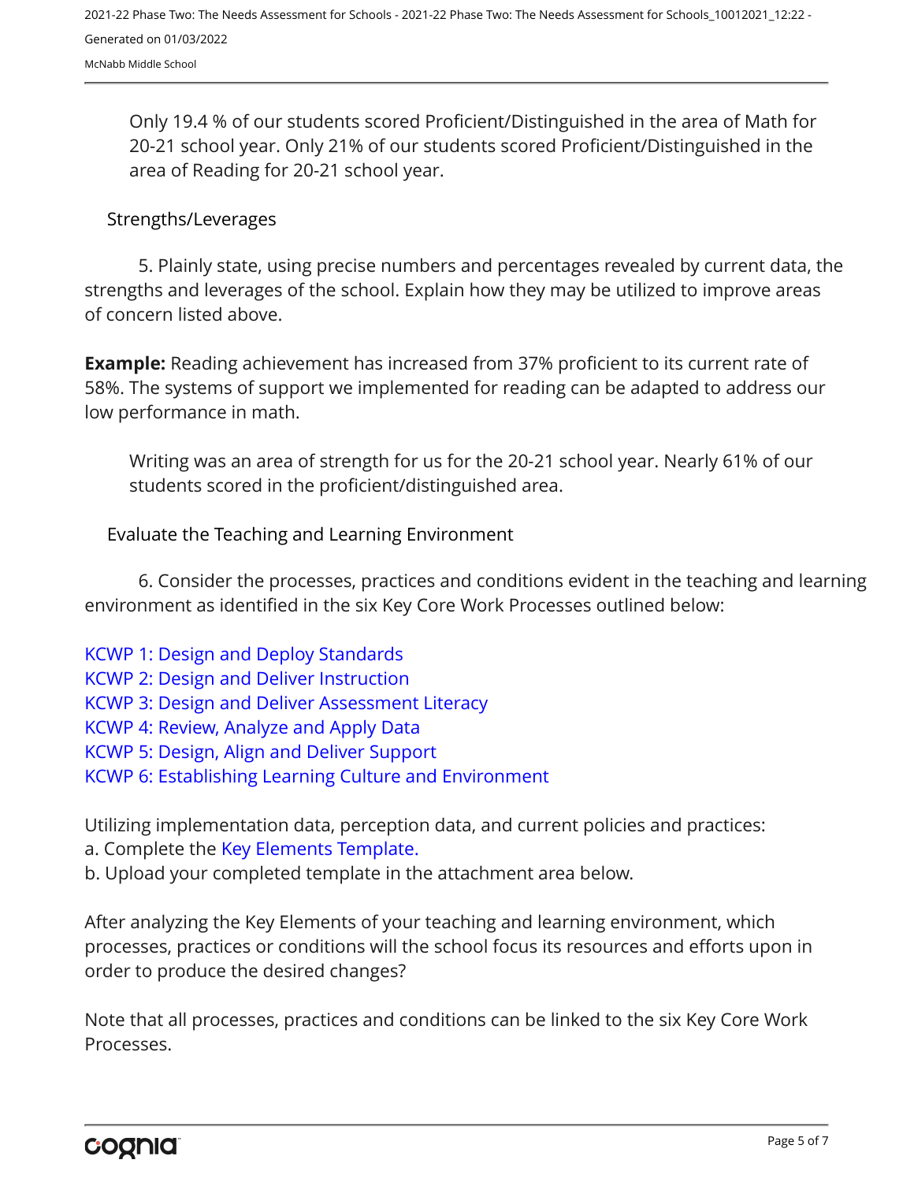Only 19.4 % of our students scored Proficient/Distinguished in the area of Math for 20-21 school year. Only 21% of our students scored Proficient/Distinguished in the area of Reading for 20-21 school year.

## Strengths/Leverages

5. Plainly state, using precise numbers and percentages revealed by current data, the strengths and leverages of the school. Explain how they may be utilized to improve areas of concern listed above.

**Example:** Reading achievement has increased from 37% proficient to its current rate of 58%. The systems of support we implemented for reading can be adapted to address our low performance in math.

Writing was an area of strength for us for the 20-21 school year. Nearly 61% of our students scored in the proficient/distinguished area.

## Evaluate the Teaching and Learning Environment

6. Consider the processes, practices and conditions evident in the teaching and learning environment as identified in the six Key Core Work Processes outlined below:

KCWP 1: Design and Deploy Standards
KCWP 2: Design and Deliver Instruction
KCWP 3: Design and Deliver Assessment Literacy
KCWP 4: Review, Analyze and Apply Data
KCWP 5: Design, Align and Deliver Support
KCWP 6: Establishing Learning Culture and Environment

Utilizing implementation data, perception data, and current policies and practices:
a. Complete the Key Elements Template.
b. Upload your completed template in the attachment area below.

After analyzing the Key Elements of your teaching and learning environment, which processes, practices or conditions will the school focus its resources and efforts upon in order to produce the desired changes?

Note that all processes, practices and conditions can be linked to the six Key Core Work Processes.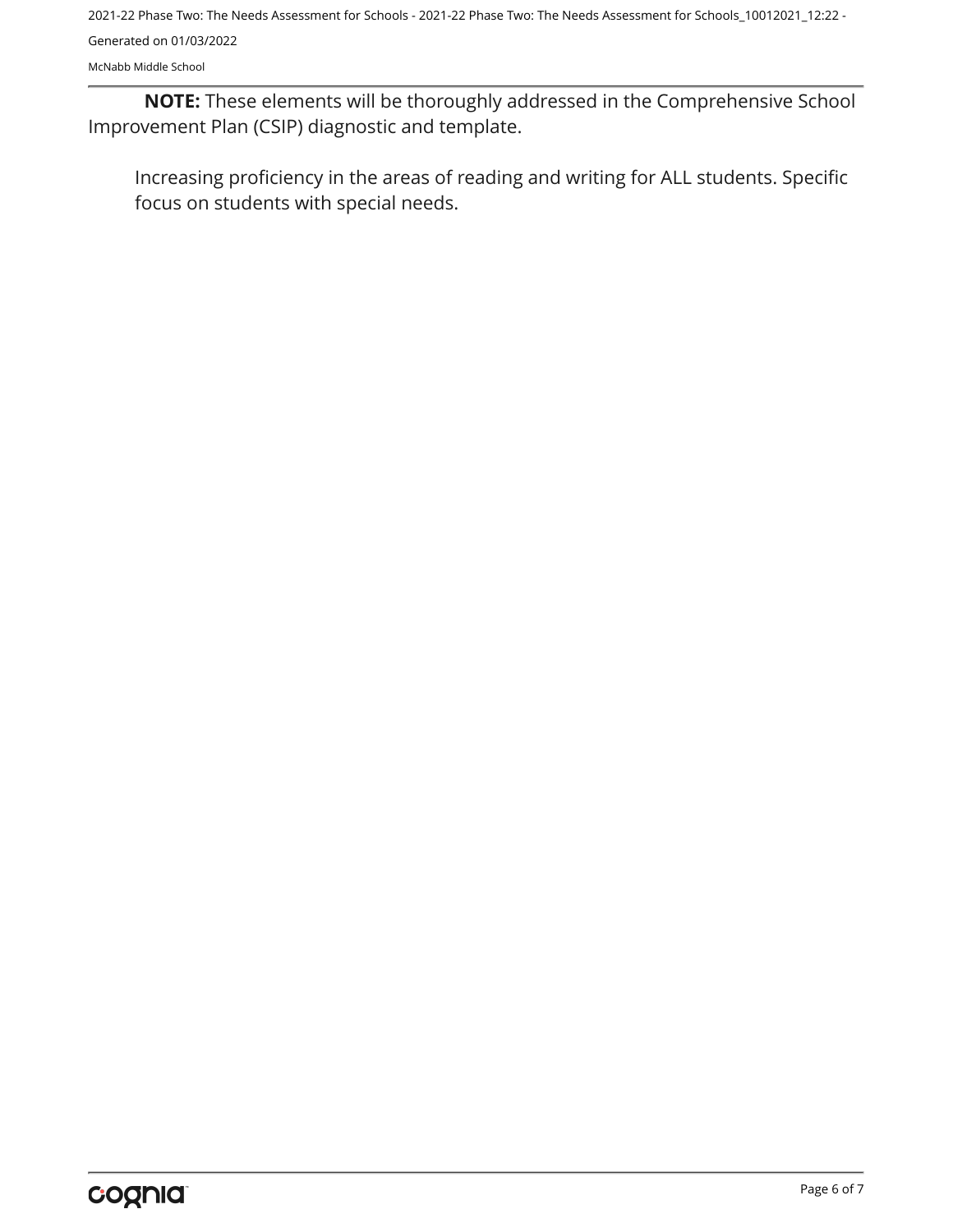**NOTE:** These elements will be thoroughly addressed in the Comprehensive School Improvement Plan (CSIP) diagnostic and template.

Increasing proficiency in the areas of reading and writing for ALL students. Specific focus on students with special needs.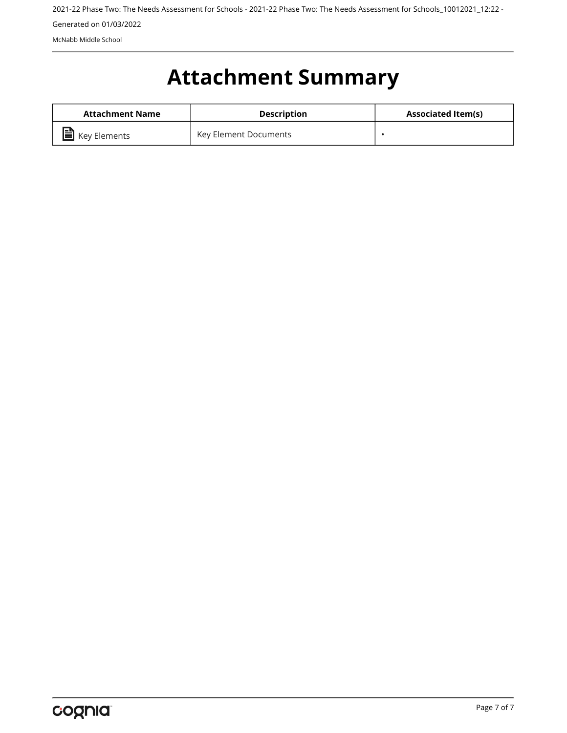# Attachment Summary

| Attachment Name | Description | Associated Item(s) |
|---|---|---|
| Key Elements | Key Element Documents | • |